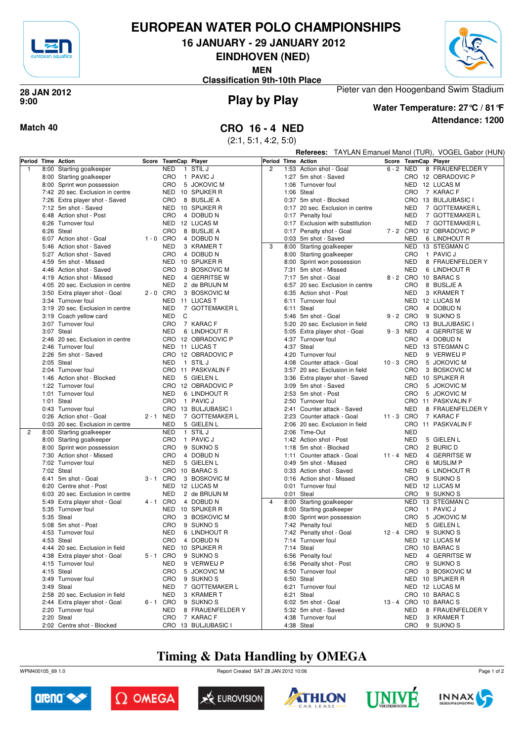# EUROPEAN WATER POLO CHAMPIONSHIPS

## 16 JANUARY - 29 JANUARY 2012

## EINDHOVEN (NED)

**MEN**

**Classification 9th-10th Place**

**28 JAN 2012**
**9:00**

## Play by Play

Pieter van den Hoogenband Swim Stadium

**Water Temperature: 27°C / 81°F**

**Attendance: 1200**

**Match 40**

## CRO 16 - 4 NED

(2:1, 5:1, 4:2, 5:0)

**Referees:** TAYLAN Emanuel Manol (TUR), VOGEL Gabor (HUN)

| Period | Time | Action | Score | TeamCap | | Player |
|---|---|---|---|---|---|---|
| 1 | 8:00 | Starting goalkeeper | | NED | 1 | STIL J |
| | 8:00 | Starting goalkeeper | | CRO | 1 | PAVIC J |
| | 8:00 | Sprint won possession | | CRO | 5 | JOKOVIC M |
| | 7:42 | 20 sec. Exclusion in centre | | NED | 10 | SPIJKER R |
| | 7:26 | Extra player shot - Saved | | CRO | 8 | BUSLJE A |
| | 7:12 | 5m shot - Saved | | NED | 10 | SPIJKER R |
| | 6:48 | Action shot - Post | | CRO | 4 | DOBUD N |
| | 6:26 | Turnover foul | | NED | 12 | LUCAS M |
| | 6:26 | Steal | | CRO | 8 | BUSLJE A |
| | 6:07 | Action shot - Goal | 1 - 0 | CRO | 4 | DOBUD N |
| | 5:46 | Action shot - Saved | | NED | 3 | KRAMER T |
| | 5:27 | Action shot - Saved | | CRO | 4 | DOBUD N |
| | 4:59 | 5m shot - Missed | | NED | 10 | SPIJKER R |
| | 4:46 | Action shot - Saved | | CRO | 3 | BOSKOVIC M |
| | 4:19 | Action shot - Missed | | NED | 4 | GERRITSE W |
| | 4:05 | 20 sec. Exclusion in centre | | NED | 2 | de BRUIJN M |
| | 3:50 | Extra player shot - Goal | 2 - 0 | CRO | 3 | BOSKOVIC M |
| | 3:34 | Turnover foul | | NED | 11 | LUCAS T |
| | 3:19 | 20 sec. Exclusion in centre | | NED | 7 | GOTTEMAKER L |
| | 3:19 | Coach yellow card | | NED | C | |
| | 3:07 | Turnover foul | | CRO | 7 | KARAC F |
| | 3:07 | Steal | | NED | 6 | LINDHOUT R |
| | 2:46 | 20 sec. Exclusion in centre | | CRO | 12 | OBRADOVIC P |
| | 2:46 | Turnover foul | | NED | 11 | LUCAS T |
| | 2:26 | 5m shot - Saved | | CRO | 12 | OBRADOVIC P |
| | 2:05 | Steal | | NED | 1 | STIL J |
| | 2:04 | Turnover foul | | CRO | 11 | PASKVALIN F |
| | 1:46 | Action shot - Blocked | | NED | 5 | GIELEN L |
| | 1:22 | Turnover foul | | CRO | 12 | OBRADOVIC P |
| | 1:01 | Turnover foul | | NED | 6 | LINDHOUT R |
| | 1:01 | Steal | | CRO | 1 | PAVIC J |
| | 0:43 | Turnover foul | | CRO | 13 | BULJUBASIC I |
| | 0:26 | Action shot - Goal | 2 - 1 | NED | 7 | GOTTEMAKER L |
| | 0:03 | 20 sec. Exclusion in centre | | NED | 5 | GIELEN L |
| 2 | 8:00 | Starting goalkeeper | | NED | 1 | STIL J |
| | 8:00 | Starting goalkeeper | | CRO | 1 | PAVIC J |
| | 8:00 | Sprint won possession | | CRO | 9 | SUKNO S |
| | 7:30 | Action shot - Missed | | CRO | 4 | DOBUD N |
| | 7:02 | Turnover foul | | NED | 5 | GIELEN L |
| | 7:02 | Steal | | CRO | 10 | BARAC S |
| | 6:41 | 5m shot - Goal | 3 - 1 | CRO | 3 | BOSKOVIC M |
| | 6:20 | Centre shot - Post | | NED | 12 | LUCAS M |
| | 6:03 | 20 sec. Exclusion in centre | | NED | 2 | de BRUIJN M |
| | 5:49 | Extra player shot - Goal | 4 - 1 | CRO | 4 | DOBUD N |
| | 5:35 | Turnover foul | | NED | 10 | SPIJKER R |
| | 5:35 | Steal | | CRO | 3 | BOSKOVIC M |
| | 5:08 | 5m shot - Post | | CRO | 9 | SUKNO S |
| | 4:53 | Turnover foul | | NED | 6 | LINDHOUT R |
| | 4:53 | Steal | | CRO | 4 | DOBUD N |
| | 4:44 | 20 sec. Exclusion in field | | NED | 10 | SPIJKER R |
| | 4:38 | Extra player shot - Goal | 5 - 1 | CRO | 9 | SUKNO S |
| | 4:15 | Turnover foul | | NED | 9 | VERWEIJ P |
| | 4:15 | Steal | | CRO | 5 | JOKOVIC M |
| | 3:49 | Turnover foul | | CRO | 9 | SUKNO S |
| | 3:49 | Steal | | NED | 7 | GOTTEMAKER L |
| | 2:58 | 20 sec. Exclusion in field | | NED | 3 | KRAMER T |
| | 2:44 | Extra player shot - Goal | 6 - 1 | CRO | 9 | SUKNO S |
| | 2:20 | Turnover foul | | NED | 8 | FRAUENFELDER Y |
| | 2:20 | Steal | | CRO | 7 | KARAC F |
| | 2:02 | Centre shot - Blocked | | CRO | 13 | BULJUBASIC I |
| 2 | 1:53 | Action shot - Goal | 6 - 2 | NED | 8 | FRAUENFELDER Y |
| | 1:27 | 5m shot - Saved | | CRO | 12 | OBRADOVIC P |
| | 1:06 | Turnover foul | | NED | 12 | LUCAS M |
| | 1:06 | Steal | | CRO | 7 | KARAC F |
| | 0:37 | 5m shot - Blocked | | CRO | 13 | BULJUBASIC I |
| | 0:17 | 20 sec. Exclusion in centre | | NED | 7 | GOTTEMAKER L |
| | 0:17 | Penalty foul | | NED | 7 | GOTTEMAKER L |
| | 0:17 | Exclusion with substitution | | NED | 7 | GOTTEMAKER L |
| | 0:17 | Penalty shot - Goal | 7 - 2 | CRO | 12 | OBRADOVIC P |
| | 0:03 | 5m shot - Saved | | NED | 6 | LINDHOUT R |
| 3 | 8:00 | Starting goalkeeper | | NED | 13 | STEGMAN C |
| | 8:00 | Starting goalkeeper | | CRO | 1 | PAVIC J |
| | 8:00 | Sprint won possession | | NED | 8 | FRAUENFELDER Y |
| | 7:31 | 5m shot - Missed | | NED | 6 | LINDHOUT R |
| | 7:17 | 5m shot - Goal | 8 - 2 | CRO | 10 | BARAC S |
| | 6:57 | 20 sec. Exclusion in centre | | CRO | 8 | BUSLJE A |
| | 6:35 | Action shot - Post | | NED | 3 | KRAMER T |
| | 6:11 | Turnover foul | | NED | 12 | LUCAS M |
| | 6:11 | Steal | | CRO | 4 | DOBUD N |
| | 5:46 | 5m shot - Goal | 9 - 2 | CRO | 9 | SUKNO S |
| | 5:20 | 20 sec. Exclusion in field | | CRO | 13 | BULJUBASIC I |
| | 5:05 | Extra player shot - Goal | 9 - 3 | NED | 4 | GERRITSE W |
| | 4:37 | Turnover foul | | CRO | 4 | DOBUD N |
| | 4:37 | Steal | | NED | 13 | STEGMAN C |
| | 4:20 | Turnover foul | | NED | 9 | VERWEIJ P |
| | 4:08 | Counter attack - Goal | 10 - 3 | CRO | 5 | JOKOVIC M |
| | 3:57 | 20 sec. Exclusion in field | | CRO | 3 | BOSKOVIC M |
| | 3:36 | Extra player shot - Saved | | NED | 10 | SPIJKER R |
| | 3:09 | 5m shot - Saved | | CRO | 5 | JOKOVIC M |
| | 2:53 | 5m shot - Post | | CRO | 5 | JOKOVIC M |
| | 2:50 | Turnover foul | | CRO | 11 | PASKVALIN F |
| | 2:41 | Counter attack - Saved | | NED | 8 | FRAUENFELDER Y |
| | 2:23 | Counter attack - Goal | 11 - 3 | CRO | 7 | KARAC F |
| | 2:06 | 20 sec. Exclusion in field | | CRO | 11 | PASKVALIN F |
| | 2:06 | Time-Out | | NED | | |
| | 1:42 | Action shot - Post | | NED | 5 | GIELEN L |
| | 1:18 | 5m shot - Blocked | | CRO | 2 | BURIC D |
| | 1:11 | Counter attack - Goal | 11 - 4 | NED | 4 | GERRITSE W |
| | 0:49 | 5m shot - Missed | | CRO | 6 | MUSLIM P |
| | 0:33 | Action shot - Saved | | NED | 6 | LINDHOUT R |
| | 0:16 | Action shot - Missed | | CRO | 9 | SUKNO S |
| | 0:01 | Turnover foul | | NED | 12 | LUCAS M |
| | 0:01 | Steal | | CRO | 9 | SUKNO S |
| 4 | 8:00 | Starting goalkeeper | | NED | 13 | STEGMAN C |
| | 8:00 | Starting goalkeeper | | CRO | 1 | PAVIC J |
| | 8:00 | Sprint won possession | | CRO | 5 | JOKOVIC M |
| | 7:42 | Penalty foul | | NED | 5 | GIELEN L |
| | 7:42 | Penalty shot - Goal | 12 - 4 | CRO | 9 | SUKNO S |
| | 7:14 | Turnover foul | | NED | 12 | LUCAS M |
| | 7:14 | Steal | | CRO | 10 | BARAC S |
| | 6:56 | Penalty foul | | NED | 4 | GERRITSE W |
| | 6:56 | Penalty shot - Post | | CRO | 9 | SUKNO S |
| | 6:50 | Turnover foul | | CRO | 3 | BOSKOVIC M |
| | 6:50 | Steal | | NED | 10 | SPIJKER R |
| | 6:21 | Turnover foul | | NED | 12 | LUCAS M |
| | 6:21 | Steal | | CRO | 10 | BARAC S |
| | 6:02 | 5m shot - Goal | 13 - 4 | CRO | 10 | BARAC S |
| | 5:32 | 5m shot - Saved | | NED | 8 | FRAUENFELDER Y |
| | 4:38 | Turnover foul | | NED | 3 | KRAMER T |
| | 4:38 | Steal | | CRO | 9 | SUKNO S |

## Timing & Data Handling by OMEGA

WPM400105_69 1.0 Report Created SAT 28 JAN 2012 10:06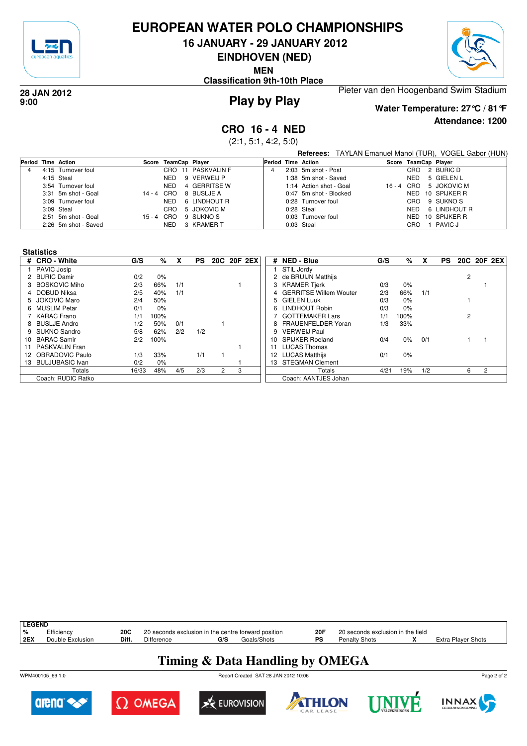# EUROPEAN WATER POLO CHAMPIONSHIPS

**16 JANUARY - 29 JANUARY 2012**

**EINDHOVEN (NED)**

**MEN**

**Classification 9th-10th Place**

**28 JAN 2012**
**9:00**

## Play by Play

Pieter van den Hoogenband Swim Stadium

**Water Temperature: 27°C / 81°F**

**Attendance: 1200**

**CRO 16 - 4 NED**

(2:1, 5:1, 4:2, 5:0)

**Referees:** TAYLAN Emanuel Manol (TUR), VOGEL Gabor (HUN)

| Period | Time | Action | Score | TeamCap | Player |
|---|---|---|---|---|---|
| 4 | 4:15 | Turnover foul | | CRO 11 | PASKVALIN F |
| | 4:15 | Steal | | NED 9 | VERWEIJ P |
| | 3:54 | Turnover foul | | NED 4 | GERRITSE W |
| | 3:31 | 5m shot - Goal | 14 - 4 | CRO 8 | BUSLJE A |
| | 3:09 | Turnover foul | | NED 6 | LINDHOUT R |
| | 3:09 | Steal | | CRO 5 | JOKOVIC M |
| | 2:51 | 5m shot - Goal | 15 - 4 | CRO 9 | SUKNO S |
| | 2:26 | 5m shot - Saved | | NED 3 | KRAMER T |
| 4 | 2:03 | 5m shot - Post | | CRO 2 | BURIC D |
| | 1:38 | 5m shot - Saved | | NED 5 | GIELEN L |
| | 1:14 | Action shot - Goal | 16 - 4 | CRO 5 | JOKOVIC M |
| | 0:47 | 5m shot - Blocked | | NED 10 | SPIJKER R |
| | 0:28 | Turnover foul | | CRO 9 | SUKNO S |
| | 0:28 | Steal | | NED 6 | LINDHOUT R |
| | 0:03 | Turnover foul | | NED 10 | SPIJKER R |
| | 0:03 | Steal | | CRO 1 | PAVIC J |

### Statistics

| # | CRO - White | G/S | % | X | PS | 20C | 20F | 2EX |
|---|---|---|---|---|---|---|---|---|
| 1 | PAVIC Josip | | | | | | | |
| 2 | BURIC Damir | 0/2 | 0% | | | | | |
| 3 | BOSKOVIC Miho | 2/3 | 66% | 1/1 | | | 1 | |
| 4 | DOBUD Niksa | 2/5 | 40% | 1/1 | | | | |
| 5 | JOKOVIC Maro | 2/4 | 50% | | | | | |
| 6 | MUSLIM Petar | 0/1 | 0% | | | | | |
| 7 | KARAC Frano | 1/1 | 100% | | | | | |
| 8 | BUSLJE Andro | 1/2 | 50% | 0/1 | | 1 | | |
| 9 | SUKNO Sandro | 5/8 | 62% | 2/2 | 1/2 | | | |
| 10 | BARAC Samir | 2/2 | 100% | | | | | |
| 11 | PASKVALIN Fran | | | | | | 1 | |
| 12 | OBRADOVIC Paulo | 1/3 | 33% | | 1/1 | 1 | | |
| 13 | BULJUBASIC Ivan | 0/2 | 0% | | | | 1 | |
| | Totals | 16/33 | 48% | 4/5 | 2/3 | 2 | 3 | |
| | Coach: RUDIC Ratko | | | | | | | |

| # | NED - Blue | G/S | % | X | PS | 20C | 20F | 2EX |
|---|---|---|---|---|---|---|---|---|
| 1 | STIL Jordy | | | | | | | |
| 2 | de BRUIJN Matthijs | | | | | | 2 | |
| 3 | KRAMER Tjerk | 0/3 | 0% | | | | | 1 |
| 4 | GERRITSE Willem Wouter | 2/3 | 66% | 1/1 | | | | |
| 5 | GIELEN Luuk | 0/3 | 0% | | | | 1 | |
| 6 | LINDHOUT Robin | 0/3 | 0% | | | | | |
| 7 | GOTTEMAKER Lars | 1/1 | 100% | | | | 2 | |
| 8 | FRAUENFELDER Yoran | 1/3 | 33% | | | | | |
| 9 | VERWEIJ Paul | | | | | | | |
| 10 | SPIJKER Roeland | 0/4 | 0% | 0/1 | | | 1 | 1 |
| 11 | LUCAS Thomas | | | | | | | |
| 12 | LUCAS Matthijs | 0/1 | 0% | | | | | |
| 13 | STEGMAN Clement | | | | | | | |
| | Totals | 4/21 | 19% | 1/2 | | | 6 | 2 |
| | Coach: AANTJES Johan | | | | | | | |

**LEGEND**

| | | | | | | | |
|---|---|---|---|---|---|---|---|
| % | Efficiency | 20C | 20 seconds exclusion in the centre forward position | 20F | 20 seconds exclusion in the field | | |
| 2EX | Double Exclusion | Diff. | Difference | G/S | Goals/Shots | PS | Penalty Shots | X | Extra Player Shots |

## Timing & Data Handling by OMEGA

WPM400105_69 1.0 Report Created SAT 28 JAN 2012 10:06